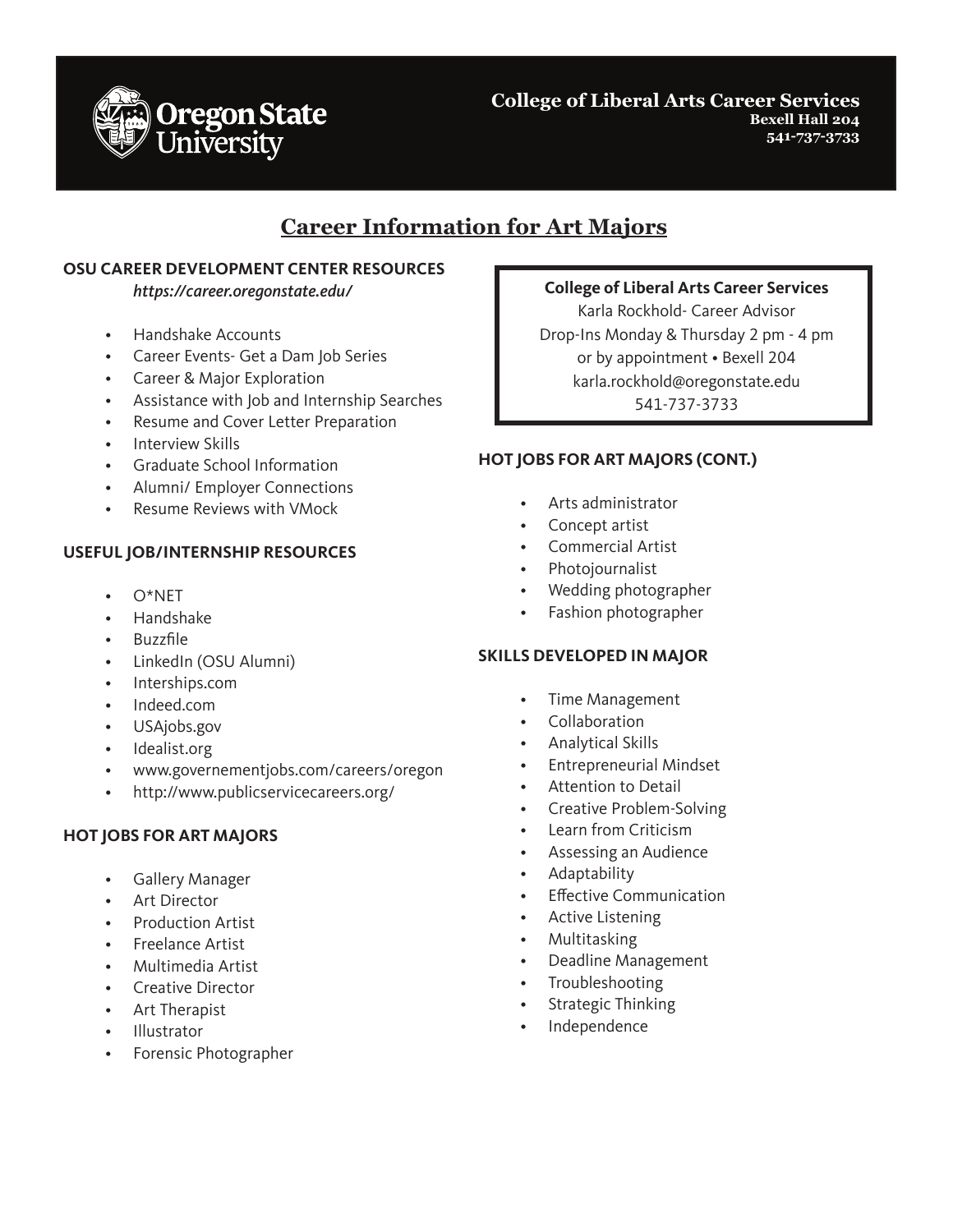College of Liberal Arts Career Services
Bexell Hall 204
541-737-3733

# Career Information for Art Majors

## OSU CAREER DEVELOPMENT CENTER RESOURCES

*https://career.oregonstate.edu/*

- Handshake Accounts
- Career Events- Get a Dam Job Series
- Career & Major Exploration
- Assistance with Job and Internship Searches
- Resume and Cover Letter Preparation
- Interview Skills
- Graduate School Information
- Alumni/ Employer Connections
- Resume Reviews with VMock

## USEFUL JOB/INTERNSHIP RESOURCES

- O*NET
- Handshake
- Buzzfile
- LinkedIn (OSU Alumni)
- Interships.com
- Indeed.com
- USAjobs.gov
- Idealist.org
- www.governementjobs.com/careers/oregon
- http://www.publicservicecareers.org/

## HOT JOBS FOR ART MAJORS

- Gallery Manager
- Art Director
- Production Artist
- Freelance Artist
- Multimedia Artist
- Creative Director
- Art Therapist
- Illustrator
- Forensic Photographer

**College of Liberal Arts Career Services**
Karla Rockhold- Career Advisor
Drop-Ins Monday & Thursday 2 pm - 4 pm
or by appointment • Bexell 204
karla.rockhold@oregonstate.edu
541-737-3733

## HOT JOBS FOR ART MAJORS (CONT.)

- Arts administrator
- Concept artist
- Commercial Artist
- Photojournalist
- Wedding photographer
- Fashion photographer

## SKILLS DEVELOPED IN MAJOR

- Time Management
- Collaboration
- Analytical Skills
- Entrepreneurial Mindset
- Attention to Detail
- Creative Problem-Solving
- Learn from Criticism
- Assessing an Audience
- Adaptability
- Effective Communication
- Active Listening
- Multitasking
- Deadline Management
- Troubleshooting
- Strategic Thinking
- Independence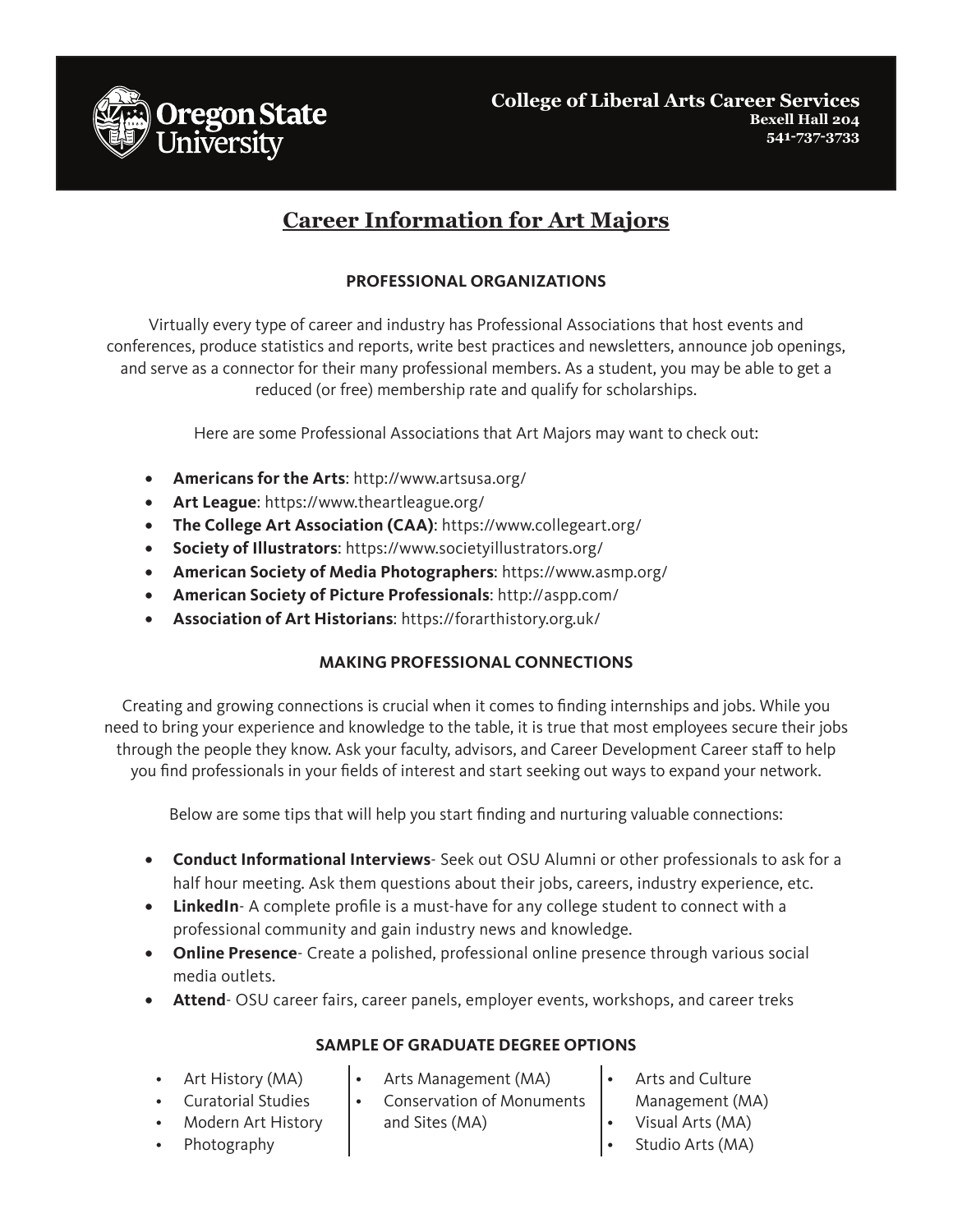College of Liberal Arts Career Services
Bexell Hall 204
541-737-3733

# Career Information for Art Majors

## PROFESSIONAL ORGANIZATIONS

Virtually every type of career and industry has Professional Associations that host events and conferences, produce statistics and reports, write best practices and newsletters, announce job openings, and serve as a connector for their many professional members. As a student, you may be able to get a reduced (or free) membership rate and qualify for scholarships.

Here are some Professional Associations that Art Majors may want to check out:

- **Americans for the Arts**: http://www.artsusa.org/
- **Art League**: https://www.theartleague.org/
- **The College Art Association (CAA)**: https://www.collegeart.org/
- **Society of Illustrators**: https://www.societyillustrators.org/
- **American Society of Media Photographers**: https://www.asmp.org/
- **American Society of Picture Professionals**: http://aspp.com/
- **Association of Art Historians**: https://forarthistory.org.uk/

## MAKING PROFESSIONAL CONNECTIONS

Creating and growing connections is crucial when it comes to finding internships and jobs. While you need to bring your experience and knowledge to the table, it is true that most employees secure their jobs through the people they know. Ask your faculty, advisors, and Career Development Career staff to help you find professionals in your fields of interest and start seeking out ways to expand your network.

Below are some tips that will help you start finding and nurturing valuable connections:

- **Conduct Informational Interviews**- Seek out OSU Alumni or other professionals to ask for a half hour meeting. Ask them questions about their jobs, careers, industry experience, etc.
- **LinkedIn**- A complete profile is a must-have for any college student to connect with a professional community and gain industry news and knowledge.
- **Online Presence**- Create a polished, professional online presence through various social media outlets.
- **Attend**- OSU career fairs, career panels, employer events, workshops, and career treks

## SAMPLE OF GRADUATE DEGREE OPTIONS

- Art History (MA)
- Curatorial Studies
- Modern Art History
- Photography
- Arts Management (MA)
- Conservation of Monuments and Sites (MA)
- Arts and Culture Management (MA)
- Visual Arts (MA)
- Studio Arts (MA)